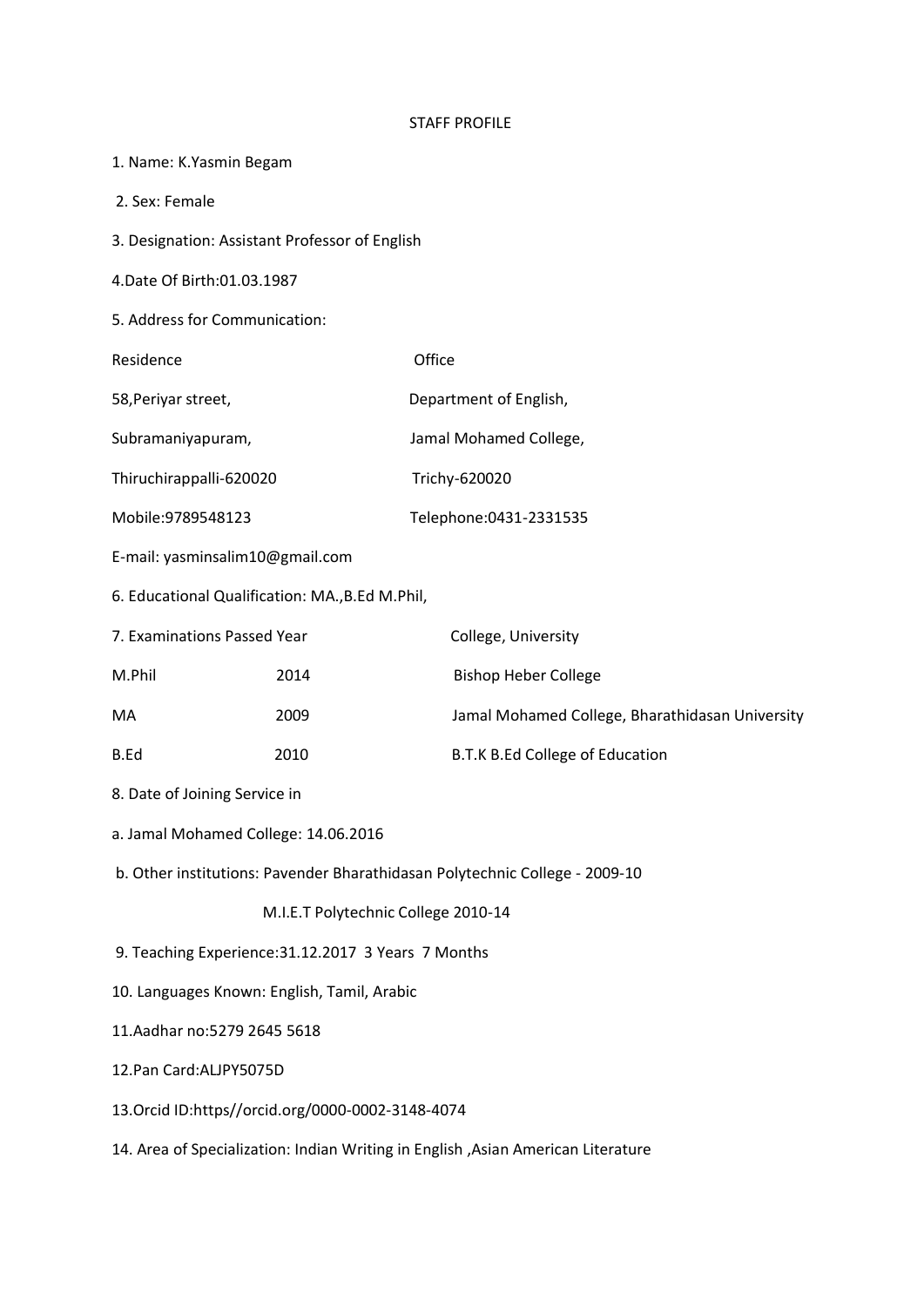# STAFF PROFILE

1. Name: K.Yasmin Begam

2. Sex: Female

3. Designation: Assistant Professor of English

4. Date Of Birth:01.03.1987

5. Address for Communication:

| Residence | Office |
|---|---|
| 58,Periyar street, | Department of English, |
| Subramaniyapuram, | Jamal Mohamed College, |
| Thiruchirappalli-620020 | Trichy-620020 |
| Mobile:9789548123 | Telephone:0431-2331535 |

E-mail: yasminsalim10@gmail.com

6. Educational Qualification: MA.,B.Ed M.Phil,

7. Examinations Passed Year College, University

| Examinations Passed | Year | College, University |
|---|---|---|
| M.Phil | 2014 | Bishop Heber College |
| MA | 2009 | Jamal Mohamed College, Bharathidasan University |
| B.Ed | 2010 | B.T.K B.Ed College of Education |

8. Date of Joining Service in

a. Jamal Mohamed College: 14.06.2016

b. Other institutions: Pavender Bharathidasan Polytechnic College - 2009-10

M.I.E.T Polytechnic College 2010-14

9. Teaching Experience:31.12.2017 3 Years 7 Months

10. Languages Known: English, Tamil, Arabic

11. Aadhar no:5279 2645 5618

12. Pan Card:ALJPY5075D

13. Orcid ID:https//orcid.org/0000-0002-3148-4074

14. Area of Specialization: Indian Writing in English ,Asian American Literature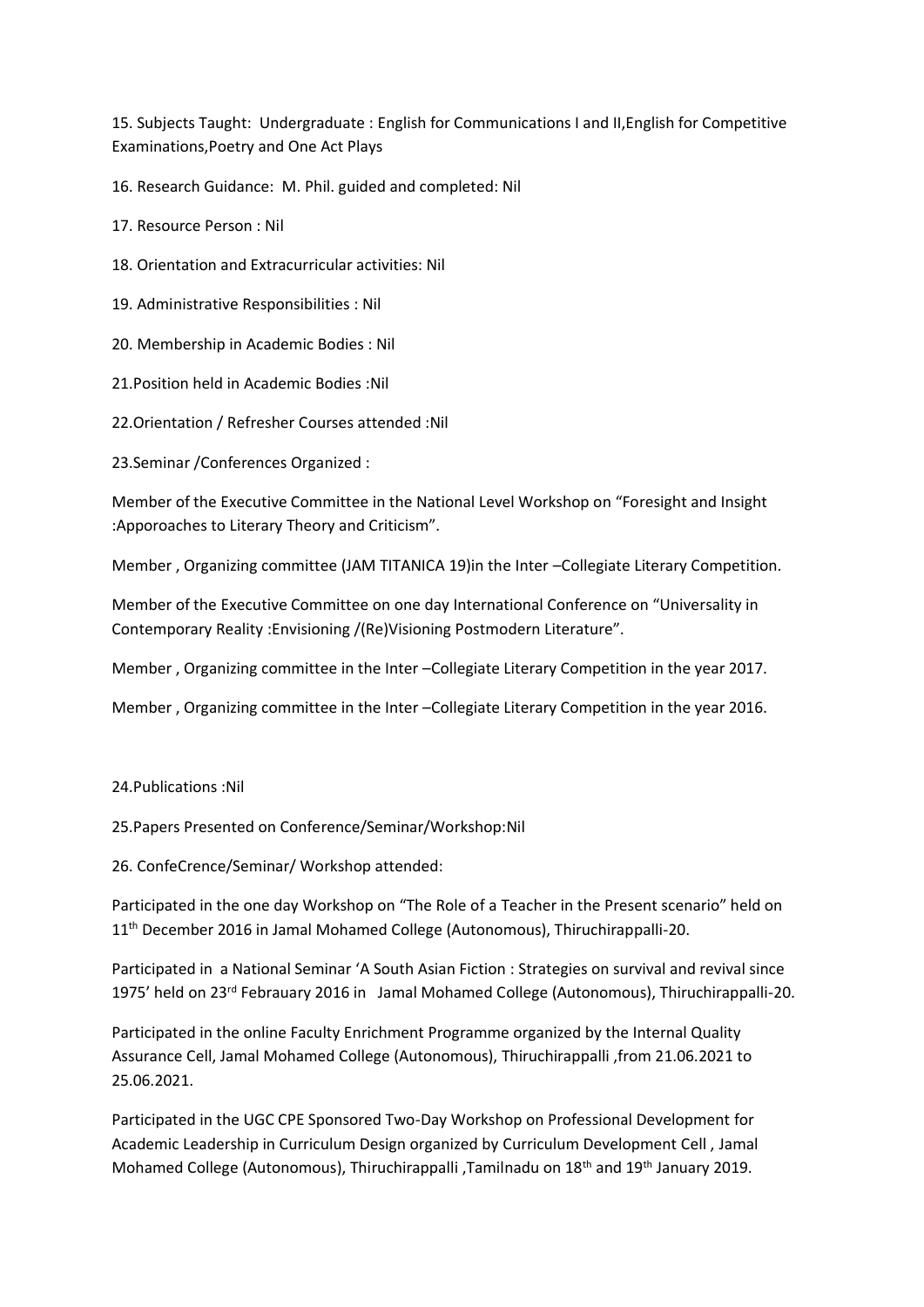15. Subjects Taught: Undergraduate : English for Communications I and II,English for Competitive Examinations,Poetry and One Act Plays

16. Research Guidance: M. Phil. guided and completed: Nil

17. Resource Person : Nil

18. Orientation and Extracurricular activities: Nil

19. Administrative Responsibilities : Nil

20. Membership in Academic Bodies : Nil

21.Position held in Academic Bodies :Nil

22.Orientation / Refresher Courses attended :Nil

23.Seminar /Conferences Organized :

Member of the Executive Committee in the National Level Workshop on "Foresight and Insight :Apporoaches to Literary Theory and Criticism".

Member , Organizing committee (JAM TITANICA 19)in the Inter –Collegiate Literary Competition.

Member of the Executive Committee on one day International Conference on "Universality in Contemporary Reality :Envisioning /(Re)Visioning Postmodern Literature".

Member , Organizing committee in the Inter –Collegiate Literary Competition in the year 2017.

Member , Organizing committee in the Inter –Collegiate Literary Competition in the year 2016.

24.Publications :Nil

25.Papers Presented on Conference/Seminar/Workshop:Nil

26. ConfeCrence/Seminar/ Workshop attended:

Participated in the one day Workshop on "The Role of a Teacher in the Present scenario" held on 11th December 2016 in Jamal Mohamed College (Autonomous), Thiruchirappalli-20.

Participated in a National Seminar 'A South Asian Fiction : Strategies on survival and revival since 1975' held on 23rd Febrauary 2016 in Jamal Mohamed College (Autonomous), Thiruchirappalli-20.

Participated in the online Faculty Enrichment Programme organized by the Internal Quality Assurance Cell, Jamal Mohamed College (Autonomous), Thiruchirappalli ,from 21.06.2021 to 25.06.2021.

Participated in the UGC CPE Sponsored Two-Day Workshop on Professional Development for Academic Leadership in Curriculum Design organized by Curriculum Development Cell , Jamal Mohamed College (Autonomous), Thiruchirappalli ,Tamilnadu on 18th and 19th January 2019.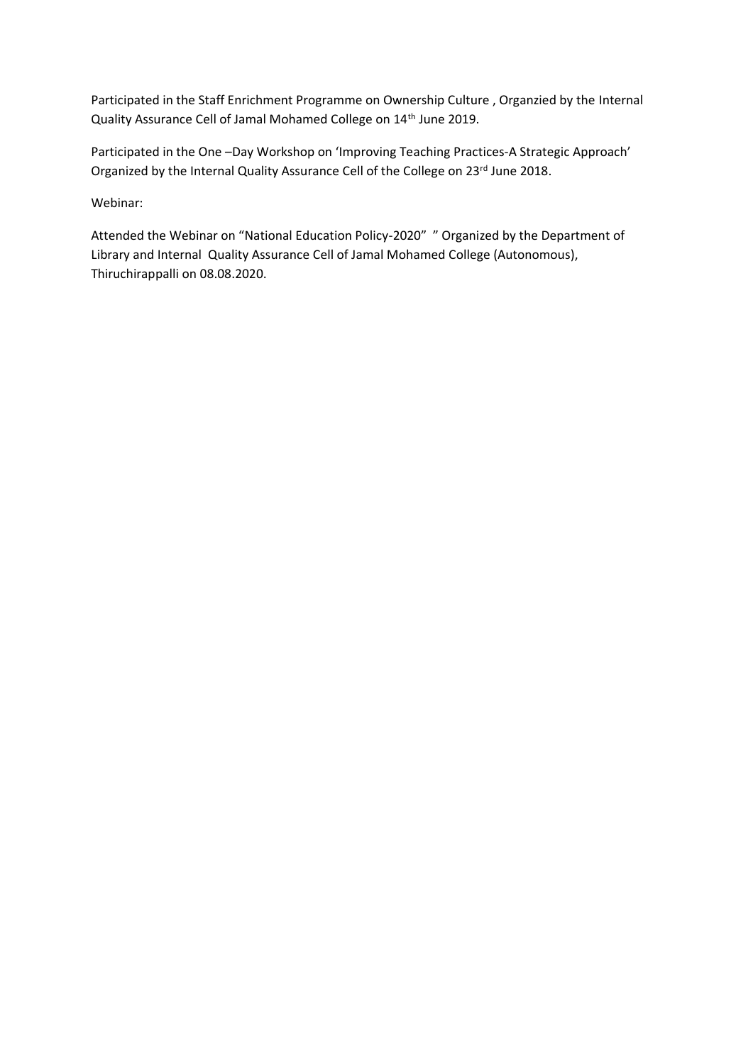Participated in the Staff Enrichment Programme on Ownership Culture , Organzied by the Internal Quality Assurance Cell of Jamal Mohamed College on 14th June 2019.

Participated in the One –Day Workshop on 'Improving Teaching Practices-A Strategic Approach' Organized by the Internal Quality Assurance Cell of the College on 23rd June 2018.

Webinar:

Attended the Webinar on "National Education Policy-2020" " Organized by the Department of Library and Internal Quality Assurance Cell of Jamal Mohamed College (Autonomous), Thiruchirappalli on 08.08.2020.